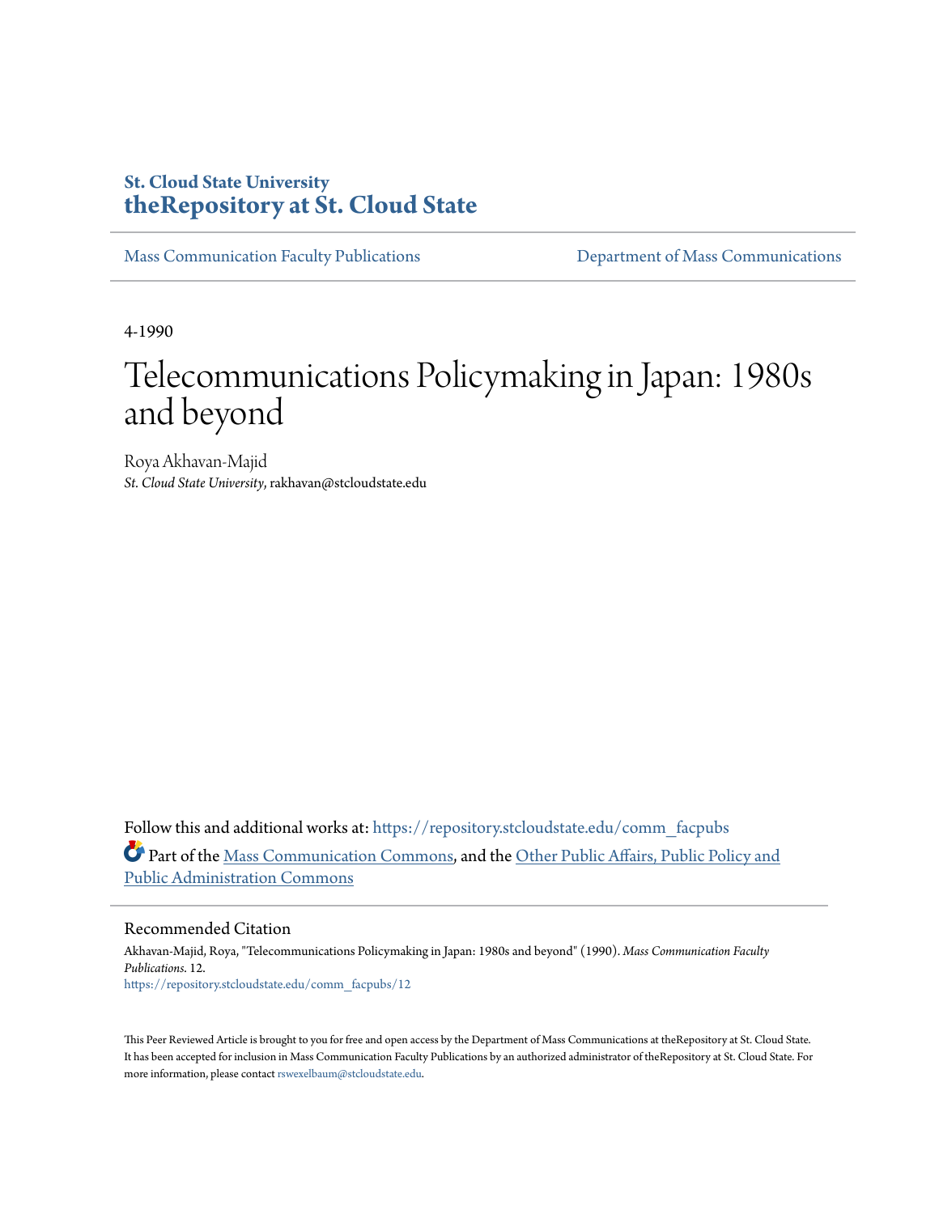**St. Cloud State University**
**theRepository at St. Cloud State**

Mass Communication Faculty Publications | Department of Mass Communications

4-1990

# Telecommunications Policymaking in Japan: 1980s and beyond

Roya Akhavan-Majid
*St. Cloud State University*, rakhavan@stcloudstate.edu

Follow this and additional works at: https://repository.stcloudstate.edu/comm_facpubs

Part of the Mass Communication Commons, and the Other Public Affairs, Public Policy and Public Administration Commons

## Recommended Citation

Akhavan-Majid, Roya, "Telecommunications Policymaking in Japan: 1980s and beyond" (1990). *Mass Communication Faculty Publications*. 12.
https://repository.stcloudstate.edu/comm_facpubs/12

This Peer Reviewed Article is brought to you for free and open access by the Department of Mass Communications at theRepository at St. Cloud State. It has been accepted for inclusion in Mass Communication Faculty Publications by an authorized administrator of theRepository at St. Cloud State. For more information, please contact rswexelbaum@stcloudstate.edu.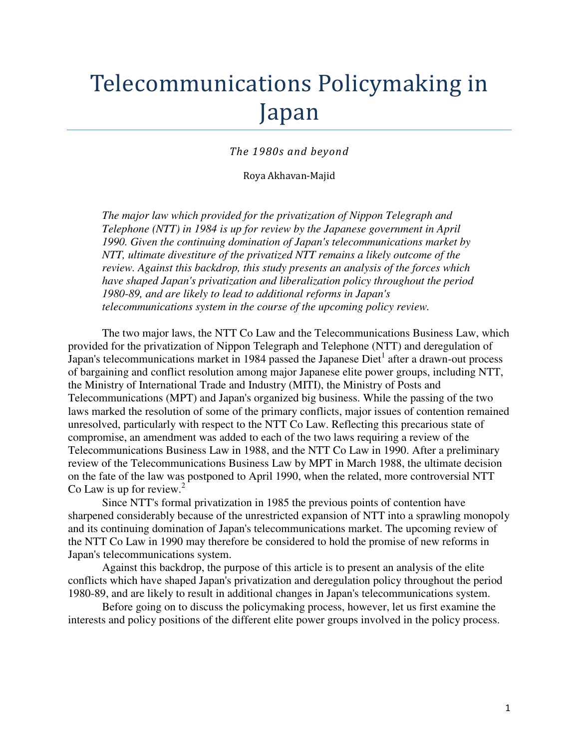# Telecommunications Policymaking in Japan

*The 1980s and beyond*

Roya Akhavan-Majid

*The major law which provided for the privatization of Nippon Telegraph and Telephone (NTT) in 1984 is up for review by the Japanese government in April 1990. Given the continuing domination of Japan's telecommunications market by NTT, ultimate divestiture of the privatized NTT remains a likely outcome of the review. Against this backdrop, this study presents an analysis of the forces which have shaped Japan's privatization and liberalization policy throughout the period 1980-89, and are likely to lead to additional reforms in Japan's telecommunications system in the course of the upcoming policy review.*

The two major laws, the NTT Co Law and the Telecommunications Business Law, which provided for the privatization of Nippon Telegraph and Telephone (NTT) and deregulation of Japan's telecommunications market in 1984 passed the Japanese Diet[1] after a drawn-out process of bargaining and conflict resolution among major Japanese elite power groups, including NTT, the Ministry of International Trade and Industry (MITI), the Ministry of Posts and Telecommunications (MPT) and Japan's organized big business. While the passing of the two laws marked the resolution of some of the primary conflicts, major issues of contention remained unresolved, particularly with respect to the NTT Co Law. Reflecting this precarious state of compromise, an amendment was added to each of the two laws requiring a review of the Telecommunications Business Law in 1988, and the NTT Co Law in 1990. After a preliminary review of the Telecommunications Business Law by MPT in March 1988, the ultimate decision on the fate of the law was postponed to April 1990, when the related, more controversial NTT Co Law is up for review.[2]

Since NTT's formal privatization in 1985 the previous points of contention have sharpened considerably because of the unrestricted expansion of NTT into a sprawling monopoly and its continuing domination of Japan's telecommunications market. The upcoming review of the NTT Co Law in 1990 may therefore be considered to hold the promise of new reforms in Japan's telecommunications system.

Against this backdrop, the purpose of this article is to present an analysis of the elite conflicts which have shaped Japan's privatization and deregulation policy throughout the period 1980-89, and are likely to result in additional changes in Japan's telecommunications system.

Before going on to discuss the policymaking process, however, let us first examine the interests and policy positions of the different elite power groups involved in the policy process.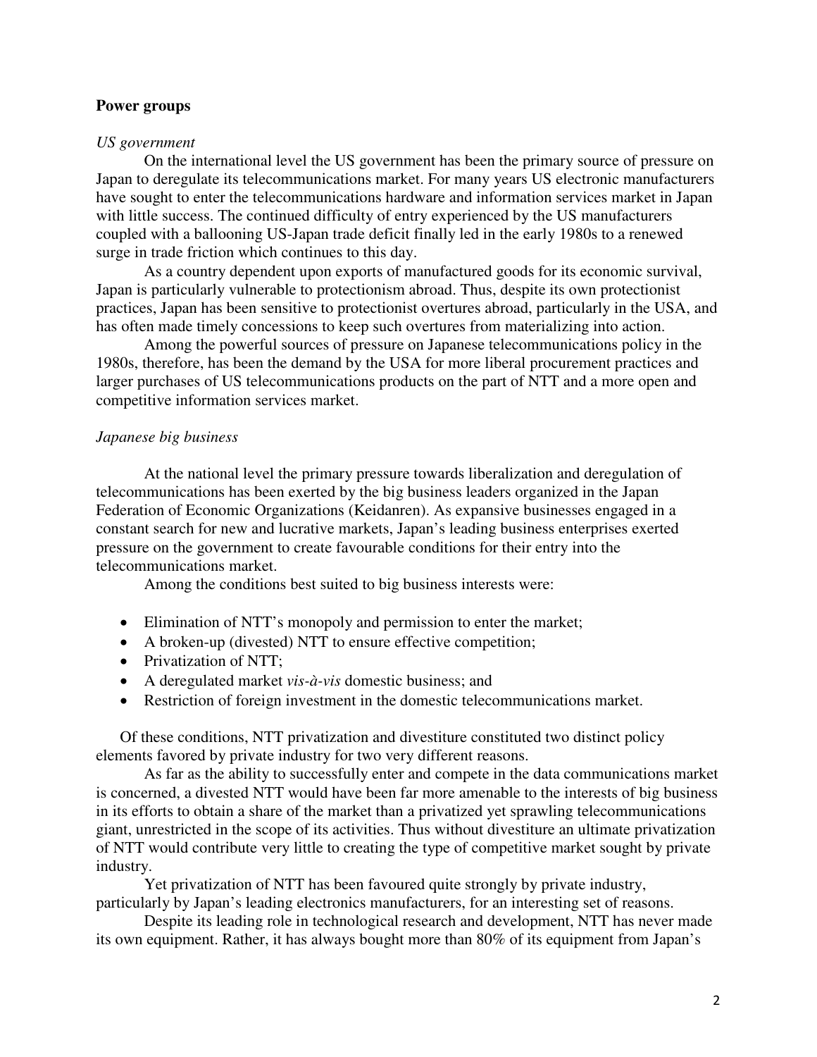## Power groups

*US government*

On the international level the US government has been the primary source of pressure on Japan to deregulate its telecommunications market. For many years US electronic manufacturers have sought to enter the telecommunications hardware and information services market in Japan with little success. The continued difficulty of entry experienced by the US manufacturers coupled with a ballooning US-Japan trade deficit finally led in the early 1980s to a renewed surge in trade friction which continues to this day.

As a country dependent upon exports of manufactured goods for its economic survival, Japan is particularly vulnerable to protectionism abroad. Thus, despite its own protectionist practices, Japan has been sensitive to protectionist overtures abroad, particularly in the USA, and has often made timely concessions to keep such overtures from materializing into action.

Among the powerful sources of pressure on Japanese telecommunications policy in the 1980s, therefore, has been the demand by the USA for more liberal procurement practices and larger purchases of US telecommunications products on the part of NTT and a more open and competitive information services market.

*Japanese big business*

At the national level the primary pressure towards liberalization and deregulation of telecommunications has been exerted by the big business leaders organized in the Japan Federation of Economic Organizations (Keidanren). As expansive businesses engaged in a constant search for new and lucrative markets, Japan's leading business enterprises exerted pressure on the government to create favourable conditions for their entry into the telecommunications market.

Among the conditions best suited to big business interests were:

- Elimination of NTT's monopoly and permission to enter the market;
- A broken-up (divested) NTT to ensure effective competition;
- Privatization of NTT;
- A deregulated market *vis-à-vis* domestic business; and
- Restriction of foreign investment in the domestic telecommunications market.

Of these conditions, NTT privatization and divestiture constituted two distinct policy elements favored by private industry for two very different reasons.

As far as the ability to successfully enter and compete in the data communications market is concerned, a divested NTT would have been far more amenable to the interests of big business in its efforts to obtain a share of the market than a privatized yet sprawling telecommunications giant, unrestricted in the scope of its activities. Thus without divestiture an ultimate privatization of NTT would contribute very little to creating the type of competitive market sought by private industry.

Yet privatization of NTT has been favoured quite strongly by private industry, particularly by Japan's leading electronics manufacturers, for an interesting set of reasons.

Despite its leading role in technological research and development, NTT has never made its own equipment. Rather, it has always bought more than 80% of its equipment from Japan's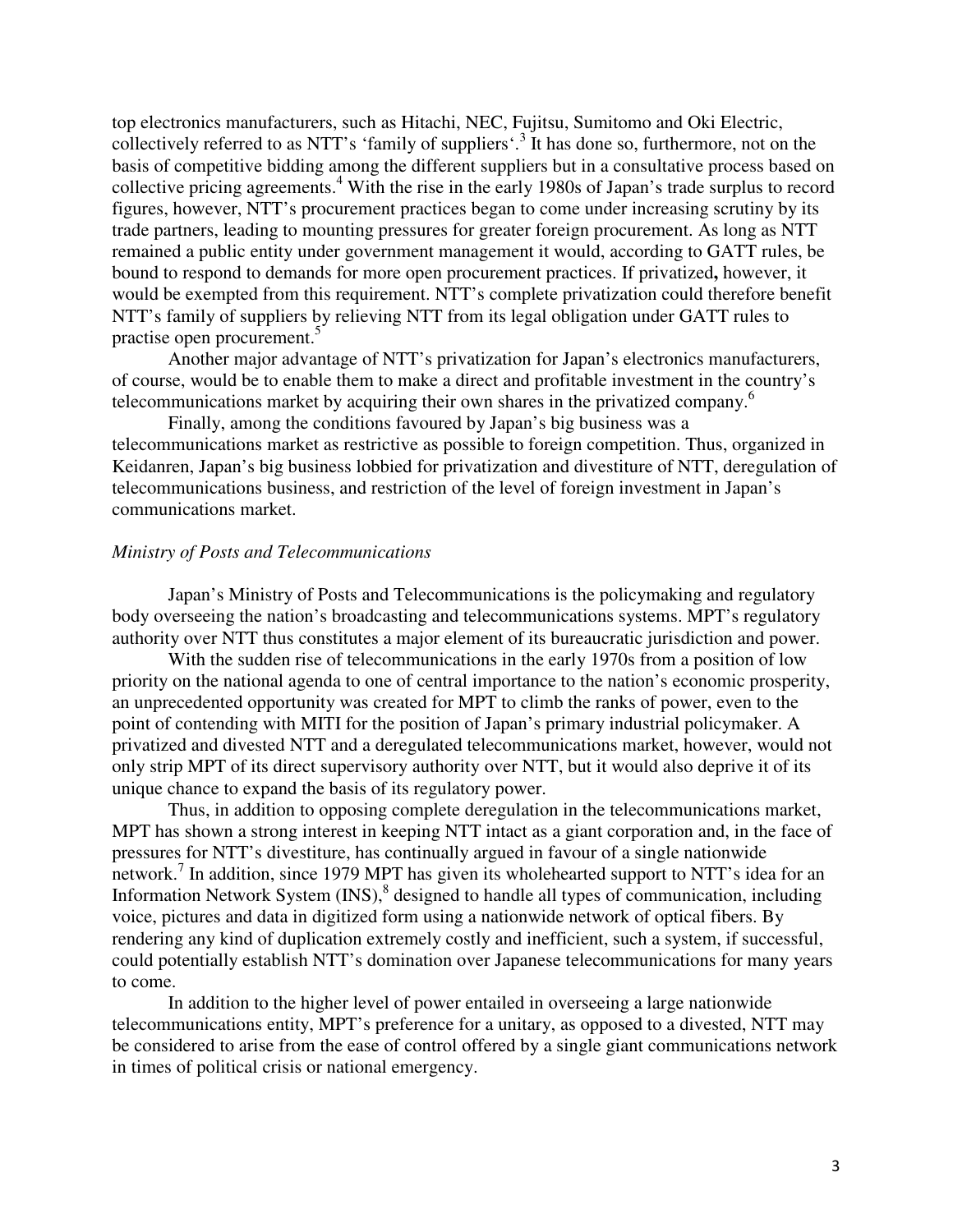top electronics manufacturers, such as Hitachi, NEC, Fujitsu, Sumitomo and Oki Electric, collectively referred to as NTT's 'family of suppliers'.[3] It has done so, furthermore, not on the basis of competitive bidding among the different suppliers but in a consultative process based on collective pricing agreements.[4] With the rise in the early 1980s of Japan's trade surplus to record figures, however, NTT's procurement practices began to come under increasing scrutiny by its trade partners, leading to mounting pressures for greater foreign procurement. As long as NTT remained a public entity under government management it would, according to GATT rules, be bound to respond to demands for more open procurement practices. If privatized**,** however, it would be exempted from this requirement. NTT's complete privatization could therefore benefit NTT's family of suppliers by relieving NTT from its legal obligation under GATT rules to practise open procurement.[5]

Another major advantage of NTT's privatization for Japan's electronics manufacturers, of course, would be to enable them to make a direct and profitable investment in the country's telecommunications market by acquiring their own shares in the privatized company.[6]

Finally, among the conditions favoured by Japan's big business was a telecommunications market as restrictive as possible to foreign competition. Thus, organized in Keidanren, Japan's big business lobbied for privatization and divestiture of NTT, deregulation of telecommunications business, and restriction of the level of foreign investment in Japan's communications market.

*Ministry of Posts and Telecommunications*

Japan's Ministry of Posts and Telecommunications is the policymaking and regulatory body overseeing the nation's broadcasting and telecommunications systems. MPT's regulatory authority over NTT thus constitutes a major element of its bureaucratic jurisdiction and power.

With the sudden rise of telecommunications in the early 1970s from a position of low priority on the national agenda to one of central importance to the nation's economic prosperity, an unprecedented opportunity was created for MPT to climb the ranks of power, even to the point of contending with MITI for the position of Japan's primary industrial policymaker. A privatized and divested NTT and a deregulated telecommunications market, however, would not only strip MPT of its direct supervisory authority over NTT, but it would also deprive it of its unique chance to expand the basis of its regulatory power.

Thus, in addition to opposing complete deregulation in the telecommunications market, MPT has shown a strong interest in keeping NTT intact as a giant corporation and, in the face of pressures for NTT's divestiture, has continually argued in favour of a single nationwide network.[7] In addition, since 1979 MPT has given its wholehearted support to NTT's idea for an Information Network System (INS),[8] designed to handle all types of communication, including voice, pictures and data in digitized form using a nationwide network of optical fibers. By rendering any kind of duplication extremely costly and inefficient, such a system, if successful, could potentially establish NTT's domination over Japanese telecommunications for many years to come.

In addition to the higher level of power entailed in overseeing a large nationwide telecommunications entity, MPT's preference for a unitary, as opposed to a divested, NTT may be considered to arise from the ease of control offered by a single giant communications network in times of political crisis or national emergency.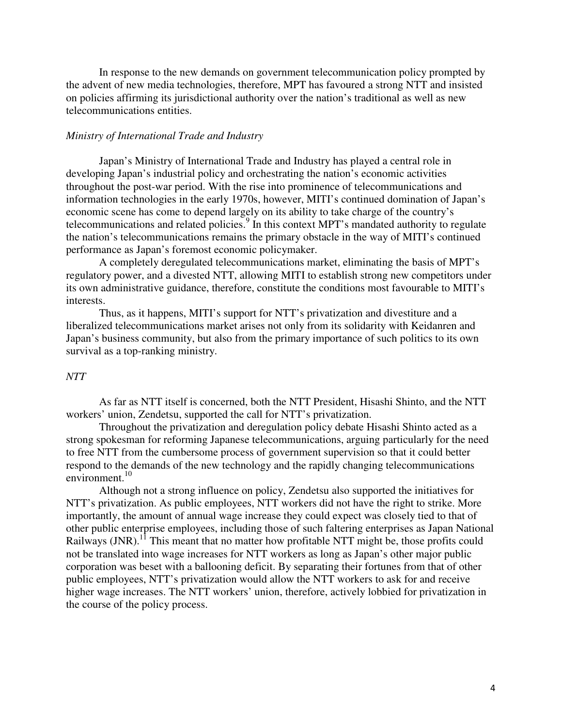In response to the new demands on government telecommunication policy prompted by the advent of new media technologies, therefore, MPT has favoured a strong NTT and insisted on policies affirming its jurisdictional authority over the nation's traditional as well as new telecommunications entities.

*Ministry of International Trade and Industry*

Japan's Ministry of International Trade and Industry has played a central role in developing Japan's industrial policy and orchestrating the nation's economic activities throughout the post-war period. With the rise into prominence of telecommunications and information technologies in the early 1970s, however, MITI's continued domination of Japan's economic scene has come to depend largely on its ability to take charge of the country's telecommunications and related policies.[9] In this context MPT's mandated authority to regulate the nation's telecommunications remains the primary obstacle in the way of MITI's continued performance as Japan's foremost economic policymaker.

A completely deregulated telecommunications market, eliminating the basis of MPT's regulatory power, and a divested NTT, allowing MITI to establish strong new competitors under its own administrative guidance, therefore, constitute the conditions most favourable to MITI's interests.

Thus, as it happens, MITI's support for NTT's privatization and divestiture and a liberalized telecommunications market arises not only from its solidarity with Keidanren and Japan's business community, but also from the primary importance of such politics to its own survival as a top-ranking ministry.

*NTT*

As far as NTT itself is concerned, both the NTT President, Hisashi Shinto, and the NTT workers' union, Zendetsu, supported the call for NTT's privatization.

Throughout the privatization and deregulation policy debate Hisashi Shinto acted as a strong spokesman for reforming Japanese telecommunications, arguing particularly for the need to free NTT from the cumbersome process of government supervision so that it could better respond to the demands of the new technology and the rapidly changing telecommunications environment.[10]

Although not a strong influence on policy, Zendetsu also supported the initiatives for NTT's privatization. As public employees, NTT workers did not have the right to strike. More importantly, the amount of annual wage increase they could expect was closely tied to that of other public enterprise employees, including those of such faltering enterprises as Japan National Railways (JNR).[11] This meant that no matter how profitable NTT might be, those profits could not be translated into wage increases for NTT workers as long as Japan's other major public corporation was beset with a ballooning deficit. By separating their fortunes from that of other public employees, NTT's privatization would allow the NTT workers to ask for and receive higher wage increases. The NTT workers' union, therefore, actively lobbied for privatization in the course of the policy process.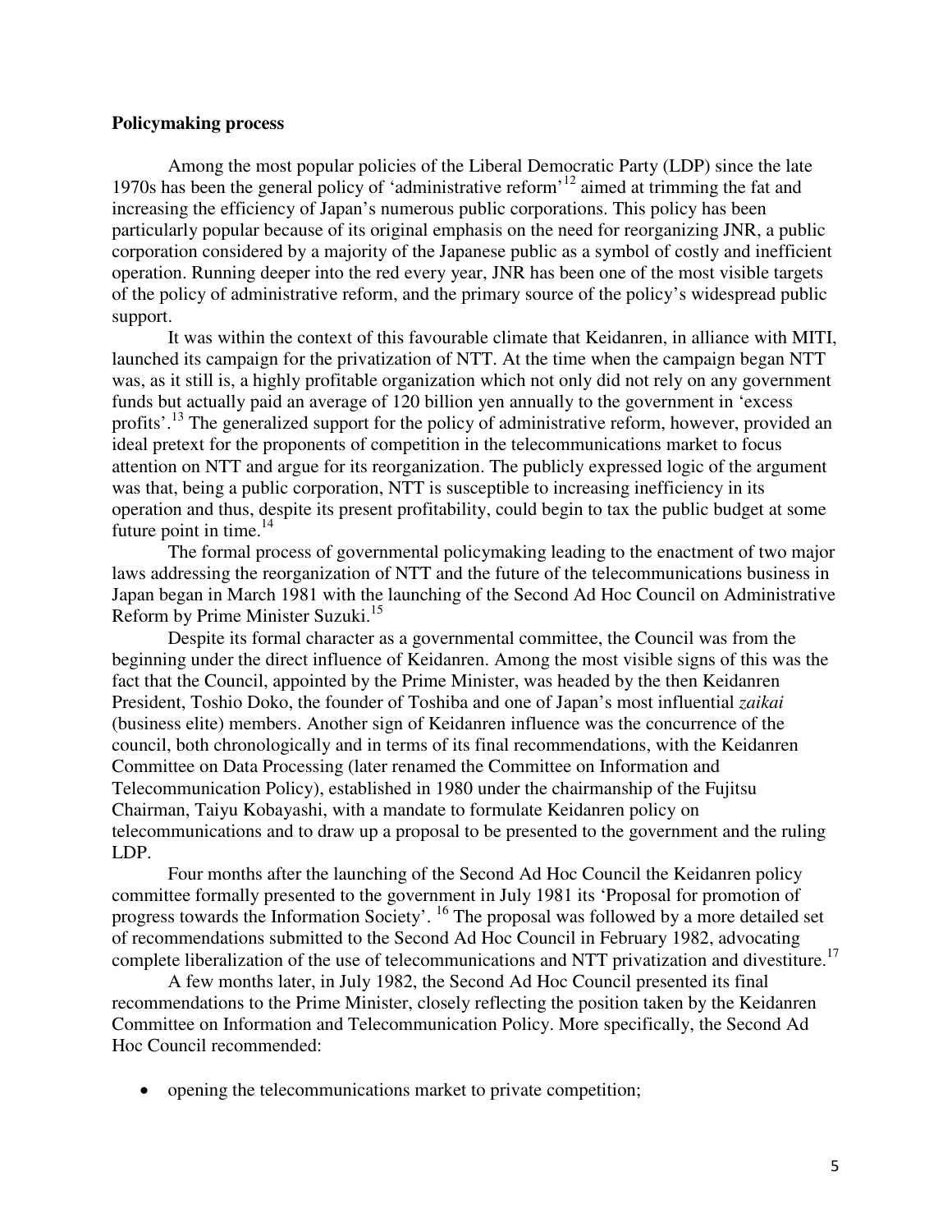**Policymaking process**

Among the most popular policies of the Liberal Democratic Party (LDP) since the late 1970s has been the general policy of 'administrative reform'[12] aimed at trimming the fat and increasing the efficiency of Japan's numerous public corporations. This policy has been particularly popular because of its original emphasis on the need for reorganizing JNR, a public corporation considered by a majority of the Japanese public as a symbol of costly and inefficient operation. Running deeper into the red every year, JNR has been one of the most visible targets of the policy of administrative reform, and the primary source of the policy's widespread public support.

It was within the context of this favourable climate that Keidanren, in alliance with MITI, launched its campaign for the privatization of NTT. At the time when the campaign began NTT was, as it still is, a highly profitable organization which not only did not rely on any government funds but actually paid an average of 120 billion yen annually to the government in 'excess profits'.[13] The generalized support for the policy of administrative reform, however, provided an ideal pretext for the proponents of competition in the telecommunications market to focus attention on NTT and argue for its reorganization. The publicly expressed logic of the argument was that, being a public corporation, NTT is susceptible to increasing inefficiency in its operation and thus, despite its present profitability, could begin to tax the public budget at some future point in time.[14]

The formal process of governmental policymaking leading to the enactment of two major laws addressing the reorganization of NTT and the future of the telecommunications business in Japan began in March 1981 with the launching of the Second Ad Hoc Council on Administrative Reform by Prime Minister Suzuki.[15]

Despite its formal character as a governmental committee, the Council was from the beginning under the direct influence of Keidanren. Among the most visible signs of this was the fact that the Council, appointed by the Prime Minister, was headed by the then Keidanren President, Toshio Doko, the founder of Toshiba and one of Japan's most influential *zaikai* (business elite) members. Another sign of Keidanren influence was the concurrence of the council, both chronologically and in terms of its final recommendations, with the Keidanren Committee on Data Processing (later renamed the Committee on Information and Telecommunication Policy), established in 1980 under the chairmanship of the Fujitsu Chairman, Taiyu Kobayashi, with a mandate to formulate Keidanren policy on telecommunications and to draw up a proposal to be presented to the government and the ruling LDP.

Four months after the launching of the Second Ad Hoc Council the Keidanren policy committee formally presented to the government in July 1981 its 'Proposal for promotion of progress towards the Information Society'.[16] The proposal was followed by a more detailed set of recommendations submitted to the Second Ad Hoc Council in February 1982, advocating complete liberalization of the use of telecommunications and NTT privatization and divestiture.[17]

A few months later, in July 1982, the Second Ad Hoc Council presented its final recommendations to the Prime Minister, closely reflecting the position taken by the Keidanren Committee on Information and Telecommunication Policy. More specifically, the Second Ad Hoc Council recommended:

- opening the telecommunications market to private competition;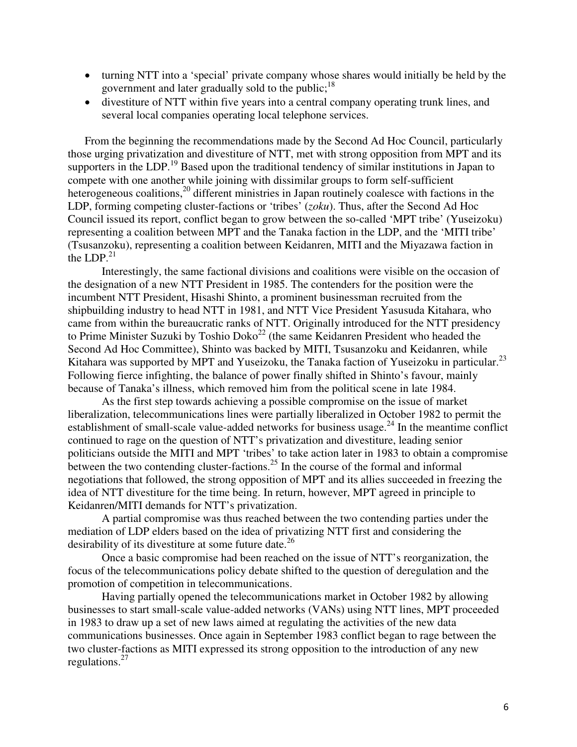- turning NTT into a 'special' private company whose shares would initially be held by the government and later gradually sold to the public;[18]
- divestiture of NTT within five years into a central company operating trunk lines, and several local companies operating local telephone services.

From the beginning the recommendations made by the Second Ad Hoc Council, particularly those urging privatization and divestiture of NTT, met with strong opposition from MPT and its supporters in the LDP.[19] Based upon the traditional tendency of similar institutions in Japan to compete with one another while joining with dissimilar groups to form self-sufficient heterogeneous coalitions,[20] different ministries in Japan routinely coalesce with factions in the LDP, forming competing cluster-factions or 'tribes' (*zoku*). Thus, after the Second Ad Hoc Council issued its report, conflict began to grow between the so-called 'MPT tribe' (Yuseizoku) representing a coalition between MPT and the Tanaka faction in the LDP, and the 'MITI tribe' (Tsusanzoku), representing a coalition between Keidanren, MITI and the Miyazawa faction in the LDP.[21]

Interestingly, the same factional divisions and coalitions were visible on the occasion of the designation of a new NTT President in 1985. The contenders for the position were the incumbent NTT President, Hisashi Shinto, a prominent businessman recruited from the shipbuilding industry to head NTT in 1981, and NTT Vice President Yasusuda Kitahara, who came from within the bureaucratic ranks of NTT. Originally introduced for the NTT presidency to Prime Minister Suzuki by Toshio Doko[22] (the same Keidanren President who headed the Second Ad Hoc Committee), Shinto was backed by MITI, Tsusanzoku and Keidanren, while Kitahara was supported by MPT and Yuseizoku, the Tanaka faction of Yuseizoku in particular.[23] Following fierce infighting, the balance of power finally shifted in Shinto's favour, mainly because of Tanaka's illness, which removed him from the political scene in late 1984.

As the first step towards achieving a possible compromise on the issue of market liberalization, telecommunications lines were partially liberalized in October 1982 to permit the establishment of small-scale value-added networks for business usage.[24] In the meantime conflict continued to rage on the question of NTT's privatization and divestiture, leading senior politicians outside the MITI and MPT 'tribes' to take action later in 1983 to obtain a compromise between the two contending cluster-factions.[25] In the course of the formal and informal negotiations that followed, the strong opposition of MPT and its allies succeeded in freezing the idea of NTT divestiture for the time being. In return, however, MPT agreed in principle to Keidanren/MITI demands for NTT's privatization.

A partial compromise was thus reached between the two contending parties under the mediation of LDP elders based on the idea of privatizing NTT first and considering the desirability of its divestiture at some future date.[26]

Once a basic compromise had been reached on the issue of NTT's reorganization, the focus of the telecommunications policy debate shifted to the question of deregulation and the promotion of competition in telecommunications.

Having partially opened the telecommunications market in October 1982 by allowing businesses to start small-scale value-added networks (VANs) using NTT lines, MPT proceeded in 1983 to draw up a set of new laws aimed at regulating the activities of the new data communications businesses. Once again in September 1983 conflict began to rage between the two cluster-factions as MITI expressed its strong opposition to the introduction of any new regulations.[27]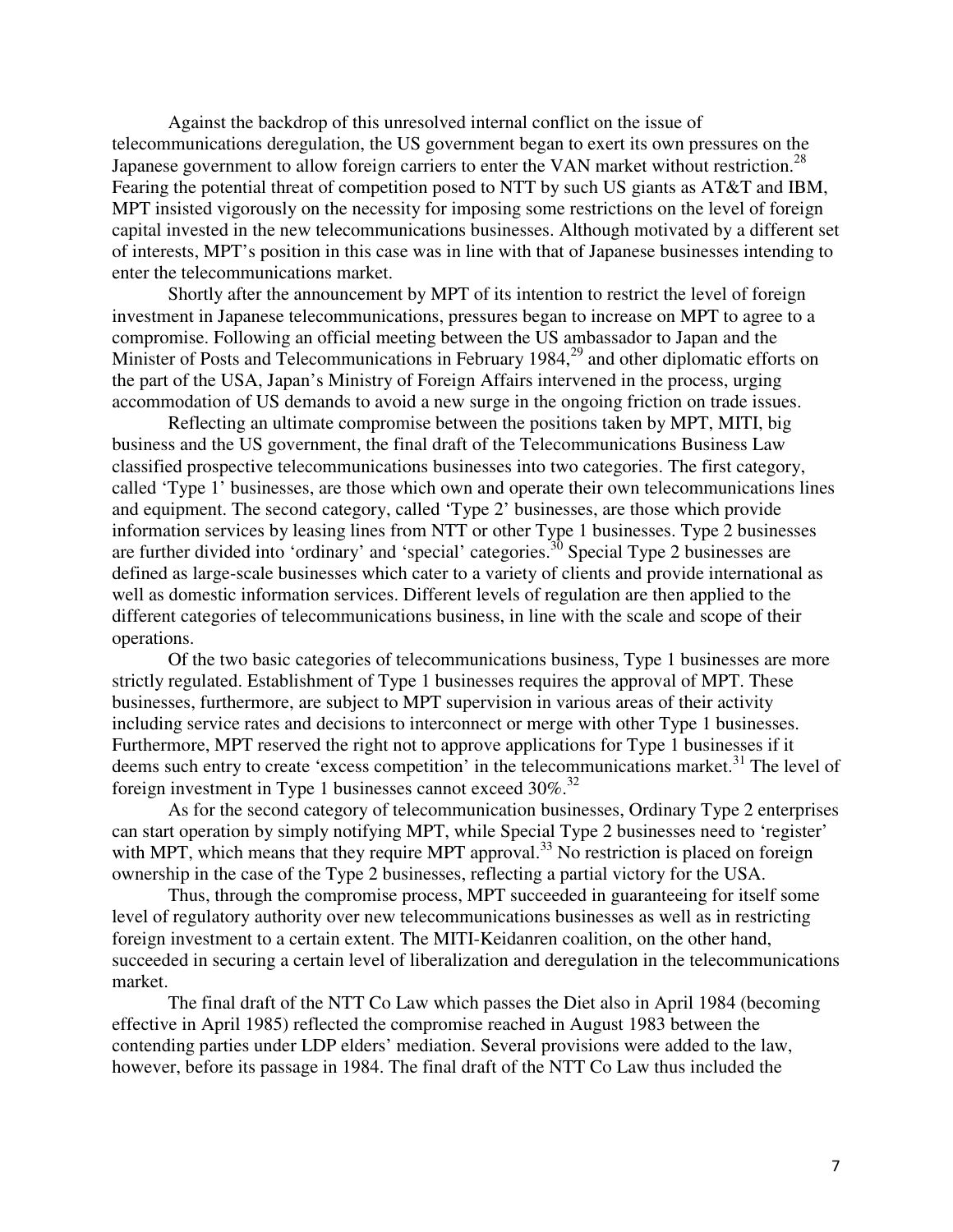Against the backdrop of this unresolved internal conflict on the issue of telecommunications deregulation, the US government began to exert its own pressures on the Japanese government to allow foreign carriers to enter the VAN market without restriction.[28] Fearing the potential threat of competition posed to NTT by such US giants as AT&T and IBM, MPT insisted vigorously on the necessity for imposing some restrictions on the level of foreign capital invested in the new telecommunications businesses. Although motivated by a different set of interests, MPT's position in this case was in line with that of Japanese businesses intending to enter the telecommunications market.

Shortly after the announcement by MPT of its intention to restrict the level of foreign investment in Japanese telecommunications, pressures began to increase on MPT to agree to a compromise. Following an official meeting between the US ambassador to Japan and the Minister of Posts and Telecommunications in February 1984,[29] and other diplomatic efforts on the part of the USA, Japan's Ministry of Foreign Affairs intervened in the process, urging accommodation of US demands to avoid a new surge in the ongoing friction on trade issues.

Reflecting an ultimate compromise between the positions taken by MPT, MITI, big business and the US government, the final draft of the Telecommunications Business Law classified prospective telecommunications businesses into two categories. The first category, called 'Type 1' businesses, are those which own and operate their own telecommunications lines and equipment. The second category, called 'Type 2' businesses, are those which provide information services by leasing lines from NTT or other Type 1 businesses. Type 2 businesses are further divided into 'ordinary' and 'special' categories.[30] Special Type 2 businesses are defined as large-scale businesses which cater to a variety of clients and provide international as well as domestic information services. Different levels of regulation are then applied to the different categories of telecommunications business, in line with the scale and scope of their operations.

Of the two basic categories of telecommunications business, Type 1 businesses are more strictly regulated. Establishment of Type 1 businesses requires the approval of MPT. These businesses, furthermore, are subject to MPT supervision in various areas of their activity including service rates and decisions to interconnect or merge with other Type 1 businesses. Furthermore, MPT reserved the right not to approve applications for Type 1 businesses if it deems such entry to create 'excess competition' in the telecommunications market.[31] The level of foreign investment in Type 1 businesses cannot exceed 30%.[32]

As for the second category of telecommunication businesses, Ordinary Type 2 enterprises can start operation by simply notifying MPT, while Special Type 2 businesses need to 'register' with MPT, which means that they require MPT approval.[33] No restriction is placed on foreign ownership in the case of the Type 2 businesses, reflecting a partial victory for the USA.

Thus, through the compromise process, MPT succeeded in guaranteeing for itself some level of regulatory authority over new telecommunications businesses as well as in restricting foreign investment to a certain extent. The MITI-Keidanren coalition, on the other hand, succeeded in securing a certain level of liberalization and deregulation in the telecommunications market.

The final draft of the NTT Co Law which passes the Diet also in April 1984 (becoming effective in April 1985) reflected the compromise reached in August 1983 between the contending parties under LDP elders' mediation. Several provisions were added to the law, however, before its passage in 1984. The final draft of the NTT Co Law thus included the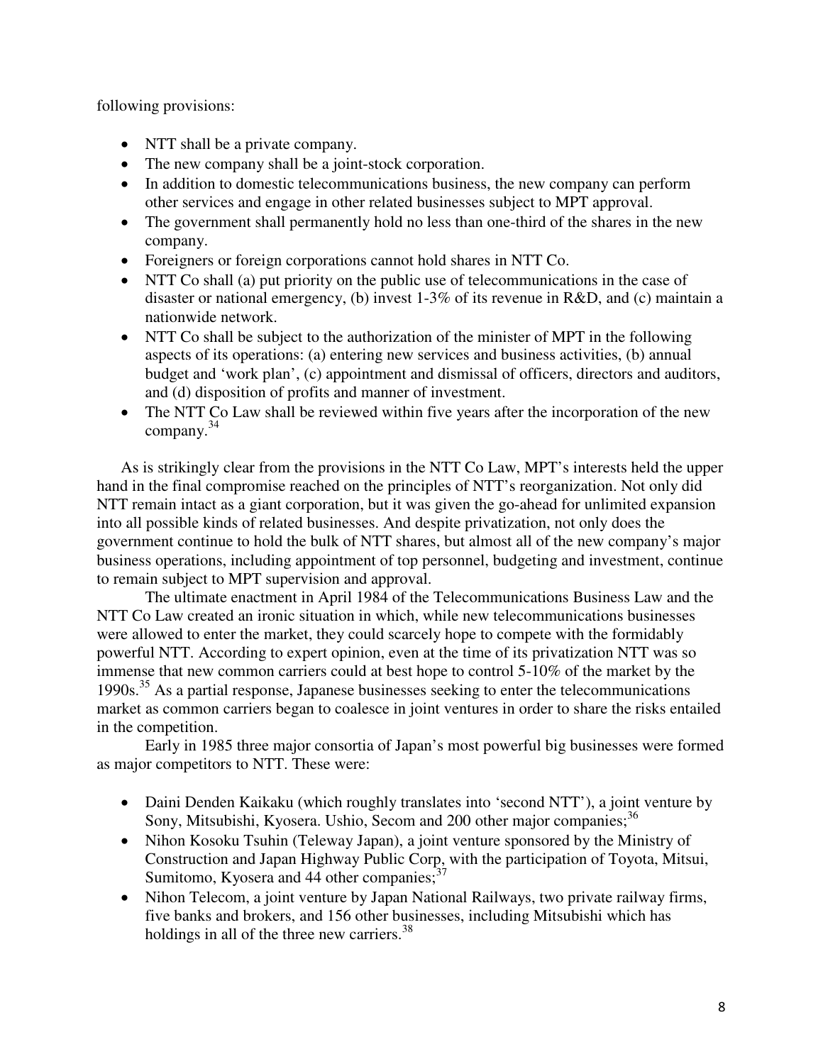following provisions:

- NTT shall be a private company.
- The new company shall be a joint-stock corporation.
- In addition to domestic telecommunications business, the new company can perform other services and engage in other related businesses subject to MPT approval.
- The government shall permanently hold no less than one-third of the shares in the new company.
- Foreigners or foreign corporations cannot hold shares in NTT Co.
- NTT Co shall (a) put priority on the public use of telecommunications in the case of disaster or national emergency, (b) invest 1-3% of its revenue in R&D, and (c) maintain a nationwide network.
- NTT Co shall be subject to the authorization of the minister of MPT in the following aspects of its operations: (a) entering new services and business activities, (b) annual budget and 'work plan', (c) appointment and dismissal of officers, directors and auditors, and (d) disposition of profits and manner of investment.
- The NTT Co Law shall be reviewed within five years after the incorporation of the new company.[34]

As is strikingly clear from the provisions in the NTT Co Law, MPT's interests held the upper hand in the final compromise reached on the principles of NTT's reorganization. Not only did NTT remain intact as a giant corporation, but it was given the go-ahead for unlimited expansion into all possible kinds of related businesses. And despite privatization, not only does the government continue to hold the bulk of NTT shares, but almost all of the new company's major business operations, including appointment of top personnel, budgeting and investment, continue to remain subject to MPT supervision and approval.

The ultimate enactment in April 1984 of the Telecommunications Business Law and the NTT Co Law created an ironic situation in which, while new telecommunications businesses were allowed to enter the market, they could scarcely hope to compete with the formidably powerful NTT. According to expert opinion, even at the time of its privatization NTT was so immense that new common carriers could at best hope to control 5-10% of the market by the 1990s.[35] As a partial response, Japanese businesses seeking to enter the telecommunications market as common carriers began to coalesce in joint ventures in order to share the risks entailed in the competition.

Early in 1985 three major consortia of Japan's most powerful big businesses were formed as major competitors to NTT. These were:

- Daini Denden Kaikaku (which roughly translates into 'second NTT'), a joint venture by Sony, Mitsubishi, Kyosera. Ushio, Secom and 200 other major companies;[36]
- Nihon Kosoku Tsuhin (Teleway Japan), a joint venture sponsored by the Ministry of Construction and Japan Highway Public Corp, with the participation of Toyota, Mitsui, Sumitomo, Kyosera and 44 other companies;[37]
- Nihon Telecom, a joint venture by Japan National Railways, two private railway firms, five banks and brokers, and 156 other businesses, including Mitsubishi which has holdings in all of the three new carriers.[38]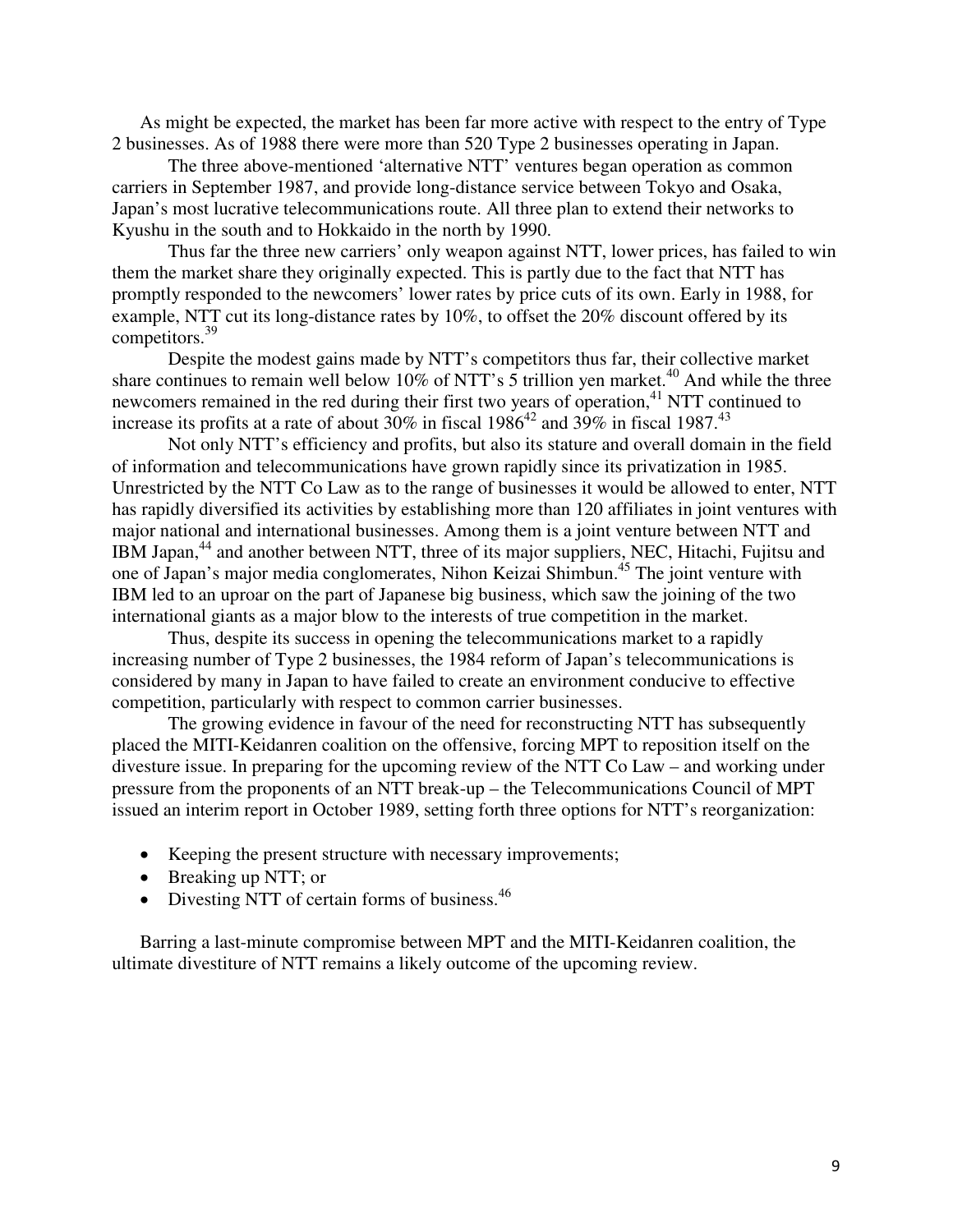As might be expected, the market has been far more active with respect to the entry of Type 2 businesses. As of 1988 there were more than 520 Type 2 businesses operating in Japan.

The three above-mentioned 'alternative NTT' ventures began operation as common carriers in September 1987, and provide long-distance service between Tokyo and Osaka, Japan's most lucrative telecommunications route. All three plan to extend their networks to Kyushu in the south and to Hokkaido in the north by 1990.

Thus far the three new carriers' only weapon against NTT, lower prices, has failed to win them the market share they originally expected. This is partly due to the fact that NTT has promptly responded to the newcomers' lower rates by price cuts of its own. Early in 1988, for example, NTT cut its long-distance rates by 10%, to offset the 20% discount offered by its competitors.[39]

Despite the modest gains made by NTT's competitors thus far, their collective market share continues to remain well below 10% of NTT's 5 trillion yen market.[40] And while the three newcomers remained in the red during their first two years of operation,[41] NTT continued to increase its profits at a rate of about 30% in fiscal 1986[42] and 39% in fiscal 1987.[43]

Not only NTT's efficiency and profits, but also its stature and overall domain in the field of information and telecommunications have grown rapidly since its privatization in 1985. Unrestricted by the NTT Co Law as to the range of businesses it would be allowed to enter, NTT has rapidly diversified its activities by establishing more than 120 affiliates in joint ventures with major national and international businesses. Among them is a joint venture between NTT and IBM Japan,[44] and another between NTT, three of its major suppliers, NEC, Hitachi, Fujitsu and one of Japan's major media conglomerates, Nihon Keizai Shimbun.[45] The joint venture with IBM led to an uproar on the part of Japanese big business, which saw the joining of the two international giants as a major blow to the interests of true competition in the market.

Thus, despite its success in opening the telecommunications market to a rapidly increasing number of Type 2 businesses, the 1984 reform of Japan's telecommunications is considered by many in Japan to have failed to create an environment conducive to effective competition, particularly with respect to common carrier businesses.

The growing evidence in favour of the need for reconstructing NTT has subsequently placed the MITI-Keidanren coalition on the offensive, forcing MPT to reposition itself on the divesture issue. In preparing for the upcoming review of the NTT Co Law – and working under pressure from the proponents of an NTT break-up – the Telecommunications Council of MPT issued an interim report in October 1989, setting forth three options for NTT's reorganization:

- Keeping the present structure with necessary improvements;
- Breaking up NTT; or
- Divesting NTT of certain forms of business.[46]

Barring a last-minute compromise between MPT and the MITI-Keidanren coalition, the ultimate divestiture of NTT remains a likely outcome of the upcoming review.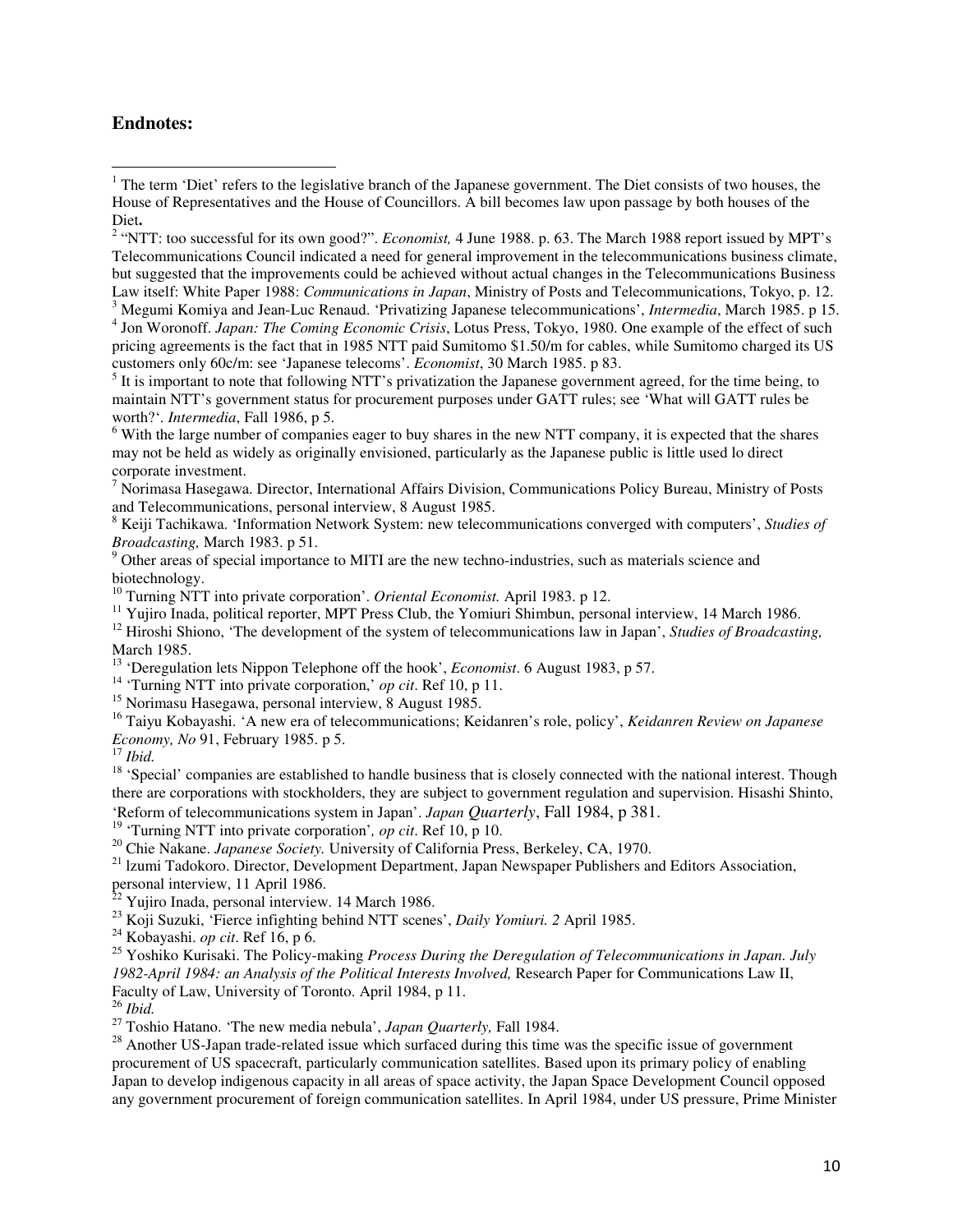**Endnotes:**

[1] The term 'Diet' refers to the legislative branch of the Japanese government. The Diet consists of two houses, the House of Representatives and the House of Councillors. A bill becomes law upon passage by both houses of the Diet**.**

[2] "NTT: too successful for its own good?". *Economist,* 4 June 1988. p. 63. The March 1988 report issued by MPT's Telecommunications Council indicated a need for general improvement in the telecommunications business climate, but suggested that the improvements could be achieved without actual changes in the Telecommunications Business Law itself: White Paper 1988: *Communications in Japan*, Ministry of Posts and Telecommunications, Tokyo, p. 12.

[3] Megumi Komiya and Jean-Luc Renaud. 'Privatizing Japanese telecommunications', *Intermedia*, March 1985. p 15.

[4] Jon Woronoff. *Japan: The Coming Economic Crisis*, Lotus Press, Tokyo, 1980. One example of the effect of such pricing agreements is the fact that in 1985 NTT paid Sumitomo $1.50/m for cables, while Sumitomo charged its US customers only 60c/m: see 'Japanese telecoms'. *Economist*, 30 March 1985. p 83.

[5] It is important to note that following NTT's privatization the Japanese government agreed, for the time being, to maintain NTT's government status for procurement purposes under GATT rules; see 'What will GATT rules be worth?'. *Intermedia*, Fall 1986, p 5.

[6] With the large number of companies eager to buy shares in the new NTT company, it is expected that the shares may not be held as widely as originally envisioned, particularly as the Japanese public is little used lo direct corporate investment.

[7] Norimasa Hasegawa. Director, International Affairs Division, Communications Policy Bureau, Ministry of Posts and Telecommunications, personal interview, 8 August 1985.

[8] Keiji Tachikawa. 'Information Network System: new telecommunications converged with computers', *Studies of Broadcasting,* March 1983. p 51.

[9] Other areas of special importance to MITI are the new techno-industries, such as materials science and biotechnology.

[10] Turning NTT into private corporation'. *Oriental Economist.* April 1983. p 12.

[11] Yujiro Inada, political reporter, MPT Press Club, the Yomiuri Shimbun, personal interview, 14 March 1986.

[12] Hiroshi Shiono, 'The development of the system of telecommunications law in Japan', *Studies of Broadcasting,* March 1985.

[13] 'Deregulation lets Nippon Telephone off the hook', *Economist*. 6 August 1983, p 57.

[14] 'Turning NTT into private corporation,' *op cit*. Ref 10, p 11.

[15] Norimasu Hasegawa, personal interview, 8 August 1985.

[16] Taiyu Kobayashi. 'A new era of telecommunications; Keidanren's role, policy', *Keidanren Review on Japanese Economy, No* 91, February 1985. p 5.

[17] *Ibid.*

[18] 'Special' companies are established to handle business that is closely connected with the national interest. Though there are corporations with stockholders, they are subject to government regulation and supervision. Hisashi Shinto, 'Reform of telecommunications system in Japan'. *Japan Quarterly*, Fall 1984, p 381.

[19] 'Turning NTT into private corporation'*, op cit*. Ref 10, p 10.

[20] Chie Nakane. *Japanese Society.* University of California Press, Berkeley, CA, 1970.

[21] Izumi Tadokoro. Director, Development Department, Japan Newspaper Publishers and Editors Association, personal interview, 11 April 1986.

[22] Yujiro Inada, personal interview. 14 March 1986.

[23] Koji Suzuki, 'Fierce infighting behind NTT scenes', *Daily Yomiuri. 2* April 1985.

[24] Kobayashi. *op cit*. Ref 16, p 6.

[25] Yoshiko Kurisaki. The Policy-making *Process During the Deregulation of Telecommunications in Japan. July 1982-April 1984: an Analysis of the Political Interests Involved,* Research Paper for Communications Law II, Faculty of Law, University of Toronto. April 1984, p 11.

[26] *Ibid.*

[27] Toshio Hatano. 'The new media nebula', *Japan Quarterly,* Fall 1984.

[28] Another US-Japan trade-related issue which surfaced during this time was the specific issue of government procurement of US spacecraft, particularly communication satellites. Based upon its primary policy of enabling Japan to develop indigenous capacity in all areas of space activity, the Japan Space Development Council opposed any government procurement of foreign communication satellites. In April 1984, under US pressure, Prime Minister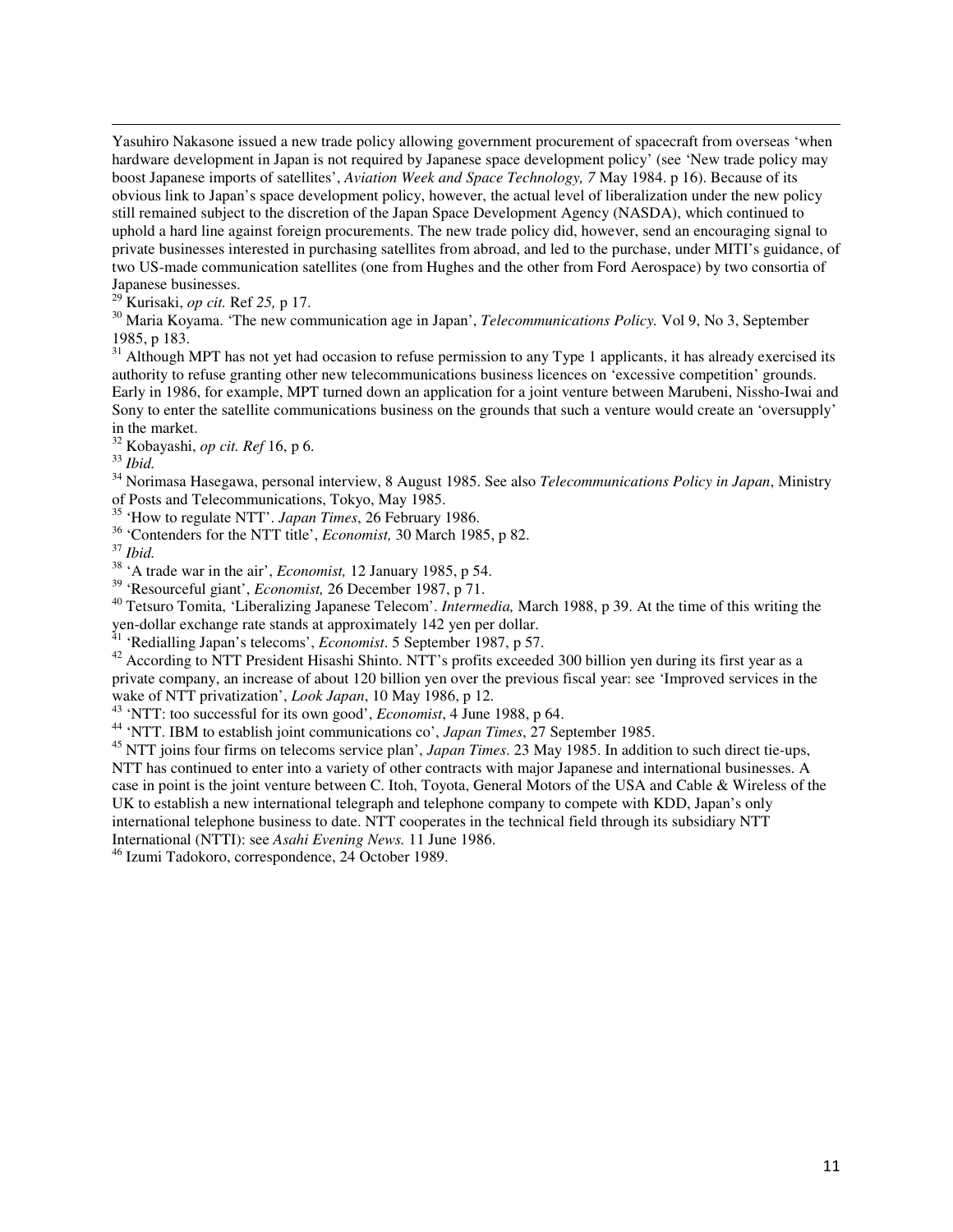Yasuhiro Nakasone issued a new trade policy allowing government procurement of spacecraft from overseas 'when hardware development in Japan is not required by Japanese space development policy' (see 'New trade policy may boost Japanese imports of satellites', *Aviation Week and Space Technology, 7* May 1984. p 16). Because of its obvious link to Japan's space development policy, however, the actual level of liberalization under the new policy still remained subject to the discretion of the Japan Space Development Agency (NASDA), which continued to uphold a hard line against foreign procurements. The new trade policy did, however, send an encouraging signal to private businesses interested in purchasing satellites from abroad, and led to the purchase, under MITI's guidance, of two US-made communication satellites (one from Hughes and the other from Ford Aerospace) by two consortia of Japanese businesses.

[29] Kurisaki, *op cit.* Ref *25,* p 17.

[30] Maria Koyama. 'The new communication age in Japan', *Telecommunications Policy.* Vol 9, No 3, September 1985, p 183.

[31] Although MPT has not yet had occasion to refuse permission to any Type 1 applicants, it has already exercised its authority to refuse granting other new telecommunications business licences on 'excessive competition' grounds. Early in 1986, for example, MPT turned down an application for a joint venture between Marubeni, Nissho-Iwai and Sony to enter the satellite communications business on the grounds that such a venture would create an 'oversupply' in the market.

[32] Kobayashi, *op cit. Ref* 16, p 6.

[33] *Ibid.*

[34] Norimasa Hasegawa, personal interview, 8 August 1985. See also *Telecommunications Policy in Japan*, Ministry of Posts and Telecommunications, Tokyo, May 1985.

[35] 'How to regulate NTT'. *Japan Times*, 26 February 1986.

[36] 'Contenders for the NTT title', *Economist,* 30 March 1985, p 82.

[37] *Ibid.*

[38] 'A trade war in the air', *Economist,* 12 January 1985, p 54.

[39] 'Resourceful giant', *Economist,* 26 December 1987, p 71.

[40] Tetsuro Tomita, 'Liberalizing Japanese Telecom'. *Intermedia,* March 1988, p 39. At the time of this writing the yen-dollar exchange rate stands at approximately 142 yen per dollar.

[41] 'Redialling Japan's telecoms', *Economist*. 5 September 1987, p 57.

[42] According to NTT President Hisashi Shinto. NTT's profits exceeded 300 billion yen during its first year as a private company, an increase of about 120 billion yen over the previous fiscal year: see 'Improved services in the wake of NTT privatization', *Look Japan*, 10 May 1986, p 12.

[43] 'NTT: too successful for its own good', *Economist*, 4 June 1988, p 64.

[44] 'NTT. IBM to establish joint communications co', *Japan Times*, 27 September 1985.

[45] NTT joins four firms on telecoms service plan', *Japan Times*. 23 May 1985. In addition to such direct tie-ups, NTT has continued to enter into a variety of other contracts with major Japanese and international businesses. A case in point is the joint venture between C. Itoh, Toyota, General Motors of the USA and Cable & Wireless of the UK to establish a new international telegraph and telephone company to compete with KDD, Japan's only international telephone business to date. NTT cooperates in the technical field through its subsidiary NTT International (NTTI): see *Asahi Evening News.* 11 June 1986.

[46] Izumi Tadokoro, correspondence, 24 October 1989.